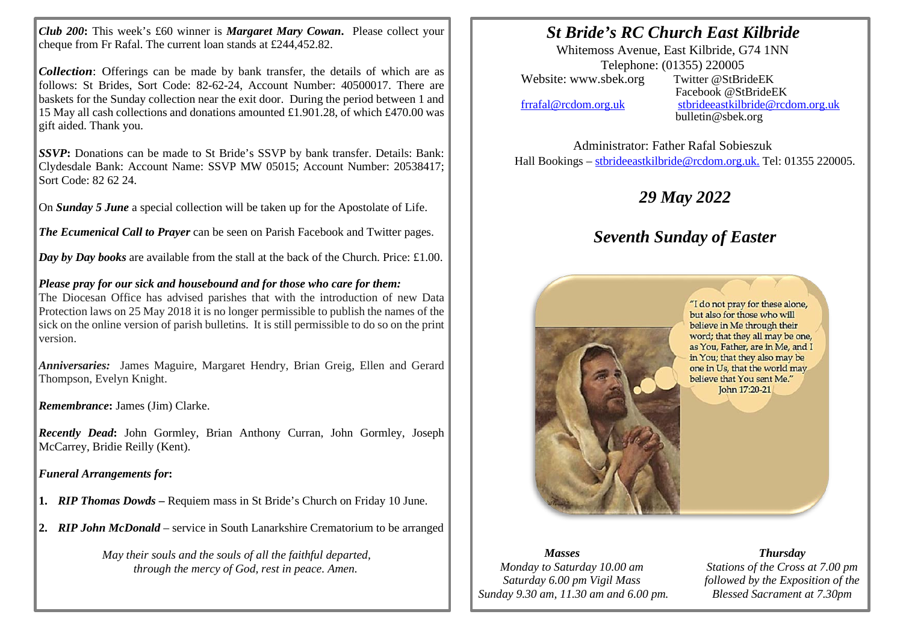***Club 200*:** This week's £60 winner is ***Margaret Mary Cowan***. Please collect your cheque from Fr Rafal. The current loan stands at £244,452.82.

***Collection***: Offerings can be made by bank transfer, the details of which are as follows: St Brides, Sort Code: 82-62-24, Account Number: 40500017. There are baskets for the Sunday collection near the exit door. During the period between 1 and 15 May all cash collections and donations amounted £1.901.28, of which £470.00 was gift aided. Thank you.

***SSVP*:** Donations can be made to St Bride's SSVP by bank transfer. Details: Bank: Clydesdale Bank: Account Name: SSVP MW 05015; Account Number: 20538417; Sort Code: 82 62 24.

On ***Sunday 5 June*** a special collection will be taken up for the Apostolate of Life.

***The Ecumenical Call to Prayer*** can be seen on Parish Facebook and Twitter pages.

***Day by Day books*** are available from the stall at the back of the Church. Price: £1.00.

***Please pray for our sick and housebound and for those who care for them:***
The Diocesan Office has advised parishes that with the introduction of new Data Protection laws on 25 May 2018 it is no longer permissible to publish the names of the sick on the online version of parish bulletins. It is still permissible to do so on the print version.

***Anniversaries:*** James Maguire, Margaret Hendry, Brian Greig, Ellen and Gerard Thompson, Evelyn Knight.

***Remembrance*:** James (Jim) Clarke.

***Recently Dead*:** John Gormley, Brian Anthony Curran, John Gormley, Joseph McCarrey, Bridie Reilly (Kent).

***Funeral Arrangements for*:**

1. ***RIP Thomas Dowds*** – Requiem mass in St Bride's Church on Friday 10 June.
2. ***RIP John McDonald*** – service in South Lanarkshire Crematorium to be arranged

*May their souls and the souls of all the faithful departed, through the mercy of God, rest in peace. Amen.*

# *St Bride's RC Church East Kilbride*

Whitemoss Avenue, East Kilbride, G74 1NN
Telephone: (01355) 220005
Website: www.sbek.org
Twitter @StBrideEK
Facebook @StBrideEK
frrafal@rcdom.org.uk
stbrideeastkilbride@rcdom.org.uk
bulletin@sbek.org

Administrator: Father Rafal Sobieszuk
Hall Bookings – stbrideeastkilbride@rcdom.org.uk. Tel: 01355 220005.

## *29 May 2022*

## *Seventh Sunday of Easter*

"I do not pray for these alone, but also for those who will believe in Me through their word; that they all may be one, as You, Father, are in Me, and I in You; that they also may be one in Us, that the world may believe that You sent Me." John 17:20-21

***Masses***
*Monday to Saturday 10.00 am*
*Saturday 6.00 pm Vigil Mass*
*Sunday 9.30 am, 11.30 am and 6.00 pm.*

***Thursday***
*Stations of the Cross at 7.00 pm followed by the Exposition of the Blessed Sacrament at 7.30pm*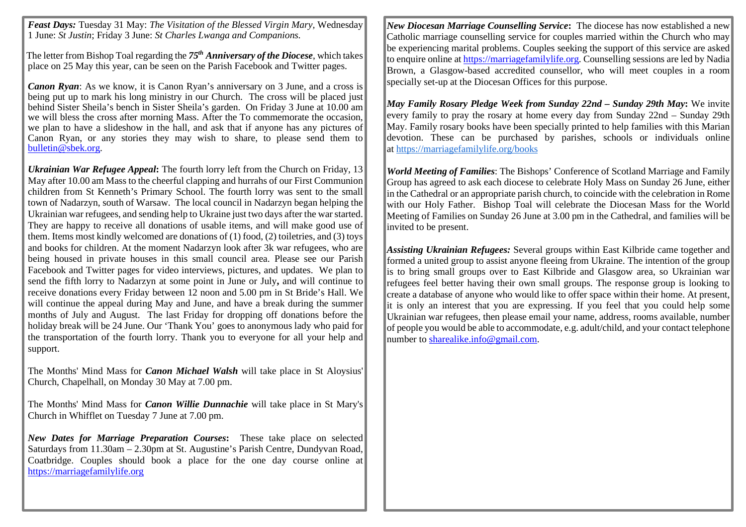***Feast Days:*** Tuesday 31 May: *The Visitation of the Blessed Virgin Mary*, Wednesday 1 June: *St Justin*; Friday 3 June: *St Charles Lwanga and Companions.*

The letter from Bishop Toal regarding the ***75th Anniversary of the Diocese***, which takes place on 25 May this year, can be seen on the Parish Facebook and Twitter pages.

***Canon Ryan***: As we know, it is Canon Ryan's anniversary on 3 June, and a cross is being put up to mark his long ministry in our Church. The cross will be placed just behind Sister Sheila's bench in Sister Sheila's garden. On Friday 3 June at 10.00 am we will bless the cross after morning Mass. After the To commemorate the occasion, we plan to have a slideshow in the hall, and ask that if anyone has any pictures of Canon Ryan, or any stories they may wish to share, to please send them to bulletin@sbek.org.

***Ukrainian War Refugee Appeal*:** The fourth lorry left from the Church on Friday, 13 May after 10.00 am Mass to the cheerful clapping and hurrahs of our First Communion children from St Kenneth's Primary School. The fourth lorry was sent to the small town of Nadarzyn, south of Warsaw. The local council in Nadarzyn began helping the Ukrainian war refugees, and sending help to Ukraine just two days after the war started. They are happy to receive all donations of usable items, and will make good use of them. Items most kindly welcomed are donations of (1) food, (2) toiletries, and (3) toys and books for children. At the moment Nadarzyn look after 3k war refugees, who are being housed in private houses in this small council area. Please see our Parish Facebook and Twitter pages for video interviews, pictures, and updates. We plan to send the fifth lorry to Nadarzyn at some point in June or July**,** and will continue to receive donations every Friday between 12 noon and 5.00 pm in St Bride's Hall. We will continue the appeal during May and June, and have a break during the summer months of July and August. The last Friday for dropping off donations before the holiday break will be 24 June. Our 'Thank You' goes to anonymous lady who paid for the transportation of the fourth lorry. Thank you to everyone for all your help and support.

The Months' Mind Mass for ***Canon Michael Walsh*** will take place in St Aloysius' Church, Chapelhall, on Monday 30 May at 7.00 pm.

The Months' Mind Mass for ***Canon Willie Dunnachie*** will take place in St Mary's Church in Whifflet on Tuesday 7 June at 7.00 pm.

***New Dates for Marriage Preparation Courses*:** These take place on selected Saturdays from 11.30am – 2.30pm at St. Augustine's Parish Centre, Dundyvan Road, Coatbridge. Couples should book a place for the one day course online at https://marriagefamilylife.org

***New Diocesan Marriage Counselling Service*:** The diocese has now established a new Catholic marriage counselling service for couples married within the Church who may be experiencing marital problems. Couples seeking the support of this service are asked to enquire online at https://marriagefamilylife.org. Counselling sessions are led by Nadia Brown, a Glasgow-based accredited counsellor, who will meet couples in a room specially set-up at the Diocesan Offices for this purpose.

***May Family Rosary Pledge Week from Sunday 22nd – Sunday 29th May*:** We invite every family to pray the rosary at home every day from Sunday 22nd – Sunday 29th May. Family rosary books have been specially printed to help families with this Marian devotion. These can be purchased by parishes, schools or individuals online at https://marriagefamilylife.org/books

***World Meeting of Families***: The Bishops' Conference of Scotland Marriage and Family Group has agreed to ask each diocese to celebrate Holy Mass on Sunday 26 June, either in the Cathedral or an appropriate parish church, to coincide with the celebration in Rome with our Holy Father. Bishop Toal will celebrate the Diocesan Mass for the World Meeting of Families on Sunday 26 June at 3.00 pm in the Cathedral, and families will be invited to be present.

***Assisting Ukrainian Refugees:*** Several groups within East Kilbride came together and formed a united group to assist anyone fleeing from Ukraine. The intention of the group is to bring small groups over to East Kilbride and Glasgow area, so Ukrainian war refugees feel better having their own small groups. The response group is looking to create a database of anyone who would like to offer space within their home. At present, it is only an interest that you are expressing. If you feel that you could help some Ukrainian war refugees, then please email your name, address, rooms available, number of people you would be able to accommodate, e.g. adult/child, and your contact telephone number to sharealike.info@gmail.com.